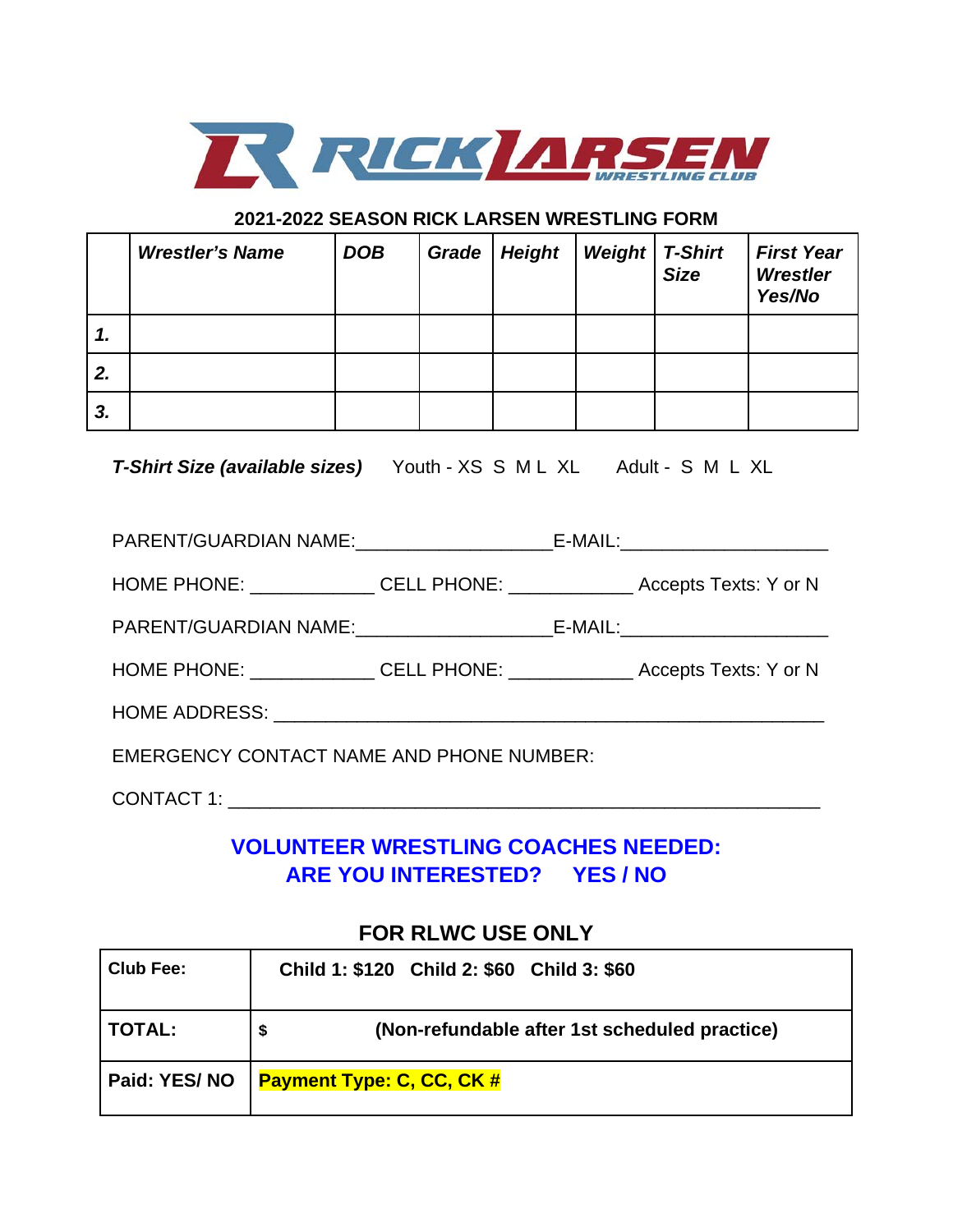RICK LARSEN WRESTLING CLUB

## 2021-2022 SEASON RICK LARSEN WRESTLING FORM

| | *Wrestler's Name* | *DOB* | *Grade* | *Height* | *Weight* | *T-Shirt Size* | *First Year Wrestler Yes/No* |
|---|---|---|---|---|---|---|---|
| *1.* | | | | | | | |
| *2.* | | | | | | | |
| *3.* | | | | | | | |

***T-Shirt Size (available sizes)*** Youth - XS S M L XL Adult - S M L XL

PARENT/GUARDIAN NAME:___________________E-MAIL:____________________

HOME PHONE: ____________ CELL PHONE: ____________ Accepts Texts: Y or N

PARENT/GUARDIAN NAME:___________________E-MAIL:____________________

HOME PHONE: ____________ CELL PHONE: ____________ Accepts Texts: Y or N

HOME ADDRESS: ______________________________________________________

EMERGENCY CONTACT NAME AND PHONE NUMBER:

CONTACT 1: __________________________________________________________

**VOLUNTEER WRESTLING COACHES NEEDED:**
**ARE YOU INTERESTED? YES / NO**

### FOR RLWC USE ONLY

| | |
|---|---|
| **Club Fee:** | **Child 1: $120 Child 2: $60 Child 3: $60** |
| **TOTAL:** | **$ (Non-refundable after 1st scheduled practice)** |
| **Paid: YES/ NO** | **Payment Type: C, CC, CK #** |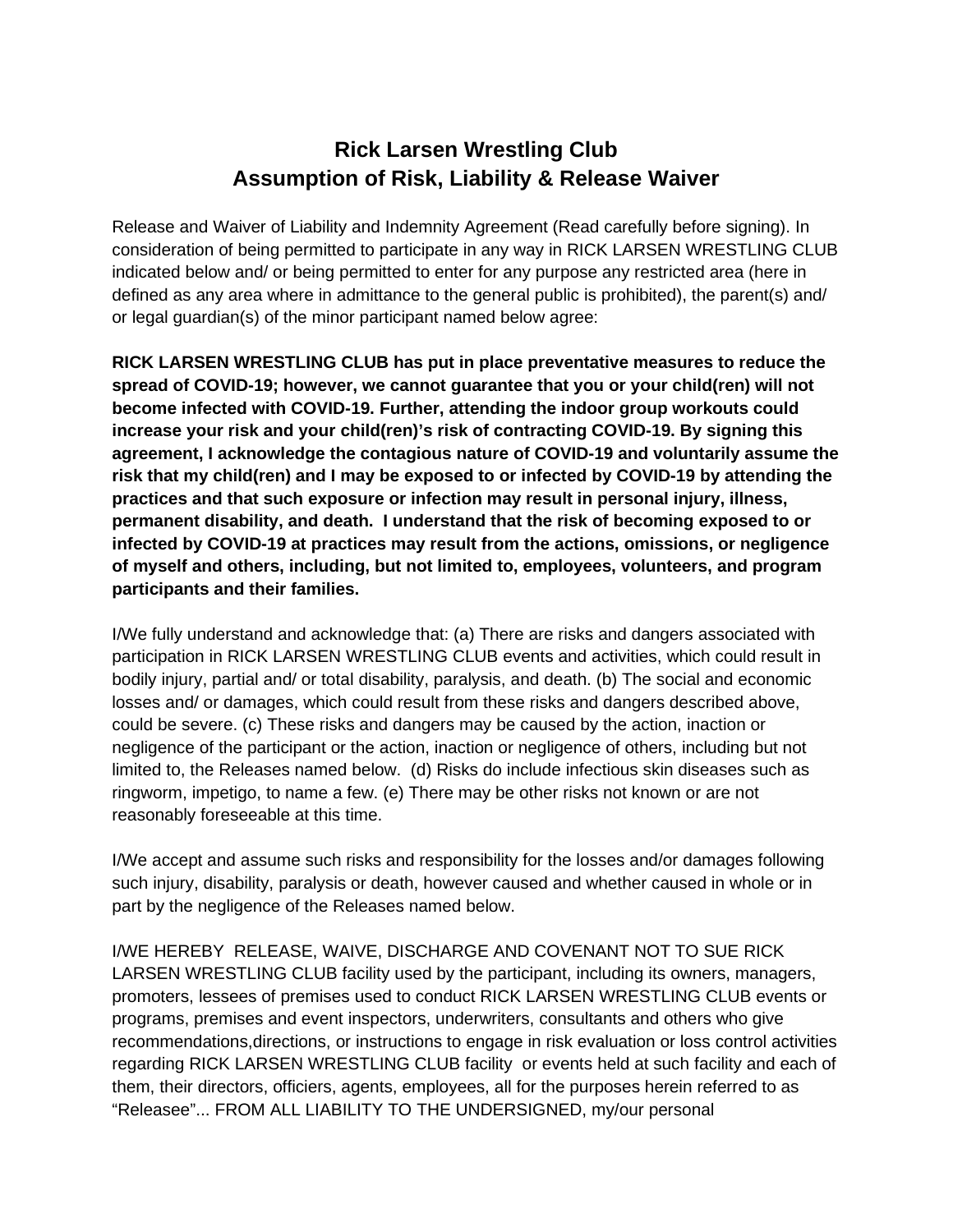# Rick Larsen Wrestling Club
# Assumption of Risk, Liability & Release Waiver

Release and Waiver of Liability and Indemnity Agreement (Read carefully before signing). In consideration of being permitted to participate in any way in RICK LARSEN WRESTLING CLUB indicated below and/ or being permitted to enter for any purpose any restricted area (here in defined as any area where in admittance to the general public is prohibited), the parent(s) and/ or legal guardian(s) of the minor participant named below agree:

**RICK LARSEN WRESTLING CLUB has put in place preventative measures to reduce the spread of COVID-19; however, we cannot guarantee that you or your child(ren) will not become infected with COVID-19. Further, attending the indoor group workouts could increase your risk and your child(ren)'s risk of contracting COVID-19. By signing this agreement, I acknowledge the contagious nature of COVID-19 and voluntarily assume the risk that my child(ren) and I may be exposed to or infected by COVID-19 by attending the practices and that such exposure or infection may result in personal injury, illness, permanent disability, and death. I understand that the risk of becoming exposed to or infected by COVID-19 at practices may result from the actions, omissions, or negligence of myself and others, including, but not limited to, employees, volunteers, and program participants and their families.**

I/We fully understand and acknowledge that: (a) There are risks and dangers associated with participation in RICK LARSEN WRESTLING CLUB events and activities, which could result in bodily injury, partial and/ or total disability, paralysis, and death. (b) The social and economic losses and/ or damages, which could result from these risks and dangers described above, could be severe. (c) These risks and dangers may be caused by the action, inaction or negligence of the participant or the action, inaction or negligence of others, including but not limited to, the Releases named below. (d) Risks do include infectious skin diseases such as ringworm, impetigo, to name a few. (e) There may be other risks not known or are not reasonably foreseeable at this time.

I/We accept and assume such risks and responsibility for the losses and/or damages following such injury, disability, paralysis or death, however caused and whether caused in whole or in part by the negligence of the Releases named below.

I/WE HEREBY RELEASE, WAIVE, DISCHARGE AND COVENANT NOT TO SUE RICK LARSEN WRESTLING CLUB facility used by the participant, including its owners, managers, promoters, lessees of premises used to conduct RICK LARSEN WRESTLING CLUB events or programs, premises and event inspectors, underwriters, consultants and others who give recommendations,directions, or instructions to engage in risk evaluation or loss control activities regarding RICK LARSEN WRESTLING CLUB facility or events held at such facility and each of them, their directors, officiers, agents, employees, all for the purposes herein referred to as "Releasee"... FROM ALL LIABILITY TO THE UNDERSIGNED, my/our personal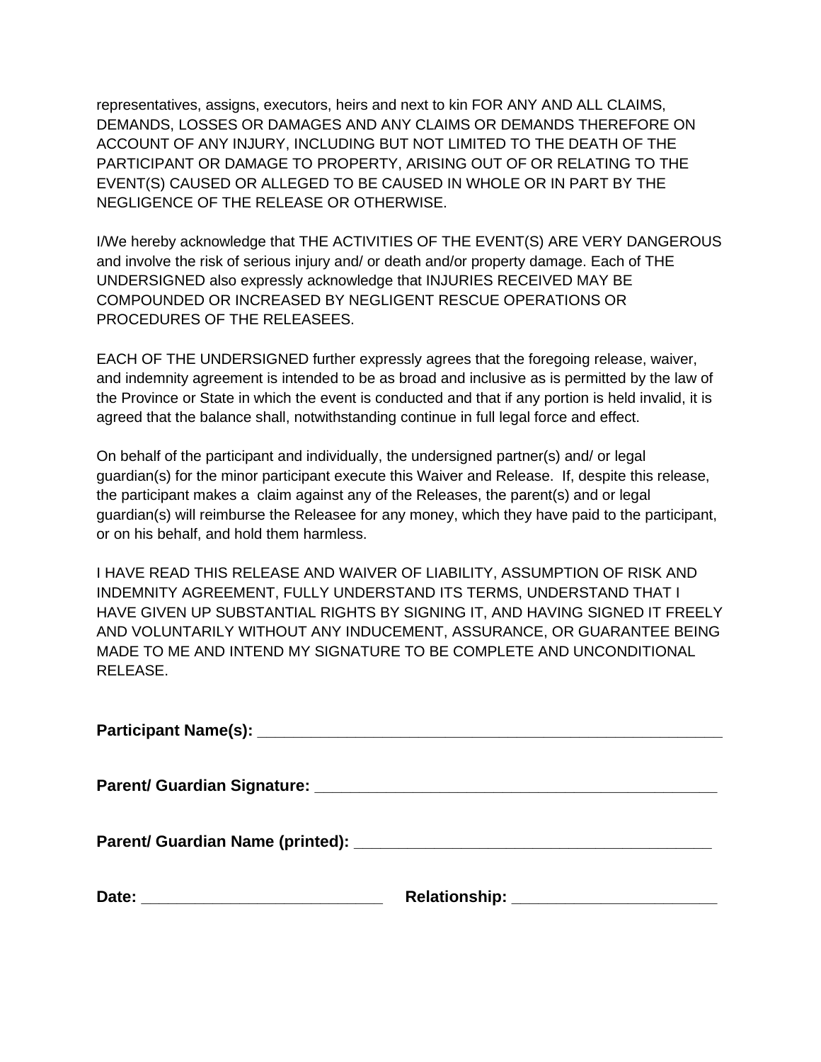representatives, assigns, executors, heirs and next to kin FOR ANY AND ALL CLAIMS, DEMANDS, LOSSES OR DAMAGES AND ANY CLAIMS OR DEMANDS THEREFORE ON ACCOUNT OF ANY INJURY, INCLUDING BUT NOT LIMITED TO THE DEATH OF THE PARTICIPANT OR DAMAGE TO PROPERTY, ARISING OUT OF OR RELATING TO THE EVENT(S) CAUSED OR ALLEGED TO BE CAUSED IN WHOLE OR IN PART BY THE NEGLIGENCE OF THE RELEASE OR OTHERWISE.

I/We hereby acknowledge that THE ACTIVITIES OF THE EVENT(S) ARE VERY DANGEROUS and involve the risk of serious injury and/ or death and/or property damage. Each of THE UNDERSIGNED also expressly acknowledge that INJURIES RECEIVED MAY BE COMPOUNDED OR INCREASED BY NEGLIGENT RESCUE OPERATIONS OR PROCEDURES OF THE RELEASEES.

EACH OF THE UNDERSIGNED further expressly agrees that the foregoing release, waiver, and indemnity agreement is intended to be as broad and inclusive as is permitted by the law of the Province or State in which the event is conducted and that if any portion is held invalid, it is agreed that the balance shall, notwithstanding continue in full legal force and effect.

On behalf of the participant and individually, the undersigned partner(s) and/ or legal guardian(s) for the minor participant execute this Waiver and Release. If, despite this release, the participant makes a claim against any of the Releases, the parent(s) and or legal guardian(s) will reimburse the Releasee for any money, which they have paid to the participant, or on his behalf, and hold them harmless.

I HAVE READ THIS RELEASE AND WAIVER OF LIABILITY, ASSUMPTION OF RISK AND INDEMNITY AGREEMENT, FULLY UNDERSTAND ITS TERMS, UNDERSTAND THAT I HAVE GIVEN UP SUBSTANTIAL RIGHTS BY SIGNING IT, AND HAVING SIGNED IT FREELY AND VOLUNTARILY WITHOUT ANY INDUCEMENT, ASSURANCE, OR GUARANTEE BEING MADE TO ME AND INTEND MY SIGNATURE TO BE COMPLETE AND UNCONDITIONAL RELEASE.

**Participant Name(s):** _______________________________________________

**Parent/ Guardian Signature:** ________________________________________

**Parent/ Guardian Name (printed):** ___________________________________

**Date:** ___________________________ **Relationship:** _______________________